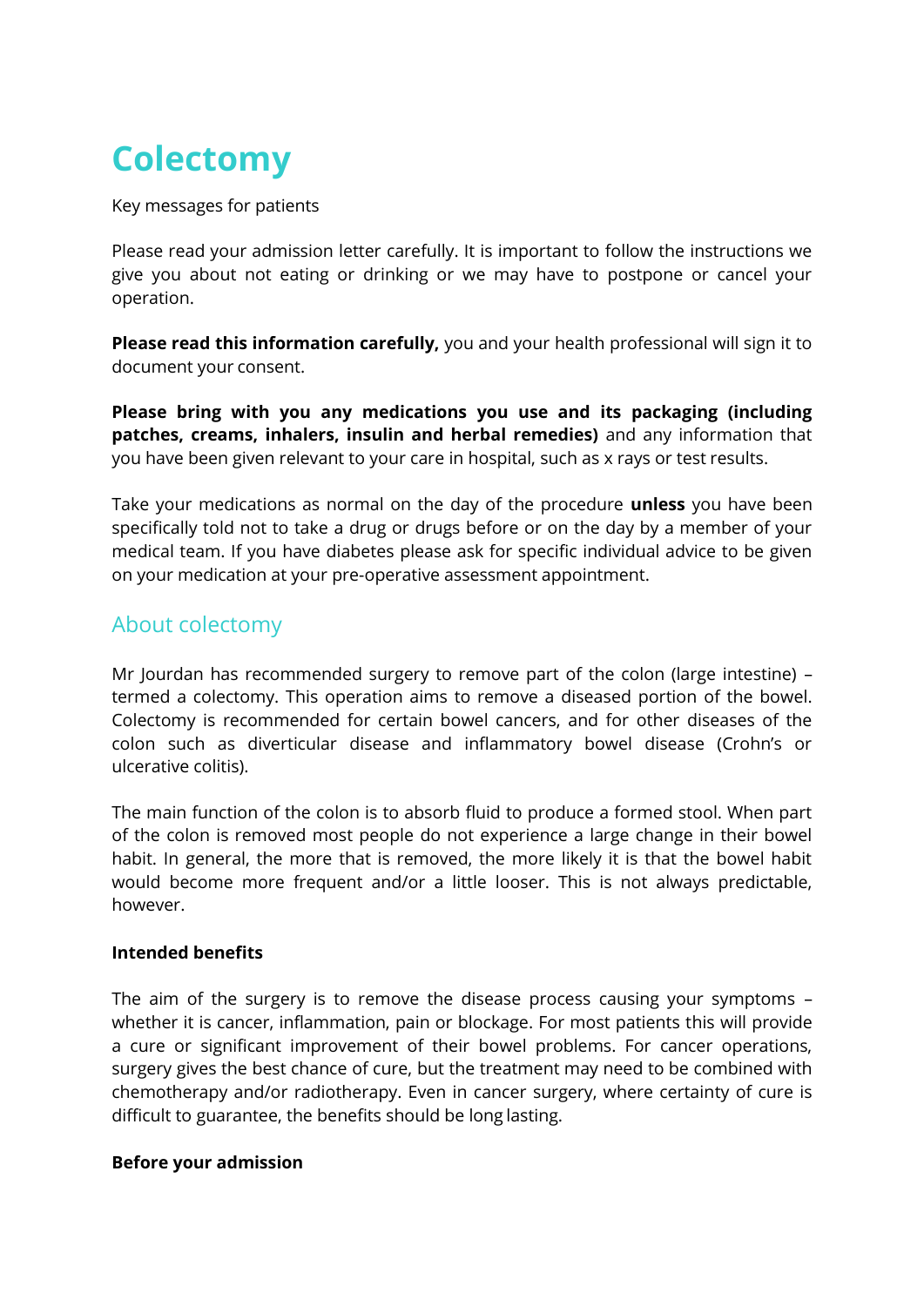# Colectomy

Key messages for patients

Please read your admission letter carefully. It is important to follow the instructions we give you about not eating or drinking or we may have to postpone or cancel your operation.

**Please read this information carefully,** you and your health professional will sign it to document your consent.

**Please bring with you any medications you use and its packaging (including patches, creams, inhalers, insulin and herbal remedies)** and any information that you have been given relevant to your care in hospital, such as x rays or test results.

Take your medications as normal on the day of the procedure **unless** you have been specifically told not to take a drug or drugs before or on the day by a member of your medical team. If you have diabetes please ask for specific individual advice to be given on your medication at your pre-operative assessment appointment.

## About colectomy

Mr Jourdan has recommended surgery to remove part of the colon (large intestine) – termed a colectomy. This operation aims to remove a diseased portion of the bowel. Colectomy is recommended for certain bowel cancers, and for other diseases of the colon such as diverticular disease and inflammatory bowel disease (Crohn's or ulcerative colitis).

The main function of the colon is to absorb fluid to produce a formed stool. When part of the colon is removed most people do not experience a large change in their bowel habit. In general, the more that is removed, the more likely it is that the bowel habit would become more frequent and/or a little looser. This is not always predictable, however.

**Intended benefits**

The aim of the surgery is to remove the disease process causing your symptoms – whether it is cancer, inflammation, pain or blockage. For most patients this will provide a cure or significant improvement of their bowel problems. For cancer operations, surgery gives the best chance of cure, but the treatment may need to be combined with chemotherapy and/or radiotherapy. Even in cancer surgery, where certainty of cure is difficult to guarantee, the benefits should be long lasting.

**Before your admission**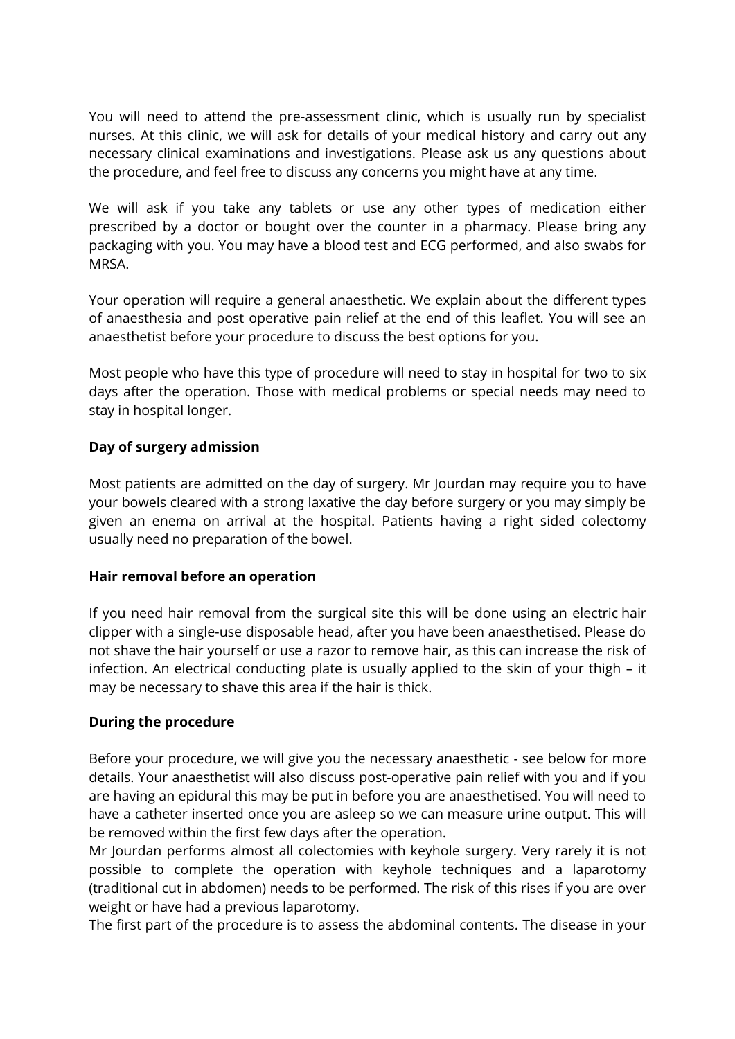You will need to attend the pre-assessment clinic, which is usually run by specialist nurses. At this clinic, we will ask for details of your medical history and carry out any necessary clinical examinations and investigations. Please ask us any questions about the procedure, and feel free to discuss any concerns you might have at any time.

We will ask if you take any tablets or use any other types of medication either prescribed by a doctor or bought over the counter in a pharmacy. Please bring any packaging with you. You may have a blood test and ECG performed, and also swabs for MRSA.

Your operation will require a general anaesthetic. We explain about the different types of anaesthesia and post operative pain relief at the end of this leaflet. You will see an anaesthetist before your procedure to discuss the best options for you.

Most people who have this type of procedure will need to stay in hospital for two to six days after the operation. Those with medical problems or special needs may need to stay in hospital longer.

**Day of surgery admission**

Most patients are admitted on the day of surgery. Mr Jourdan may require you to have your bowels cleared with a strong laxative the day before surgery or you may simply be given an enema on arrival at the hospital. Patients having a right sided colectomy usually need no preparation of the bowel.

**Hair removal before an operation**

If you need hair removal from the surgical site this will be done using an electric hair clipper with a single-use disposable head, after you have been anaesthetised. Please do not shave the hair yourself or use a razor to remove hair, as this can increase the risk of infection. An electrical conducting plate is usually applied to the skin of your thigh – it may be necessary to shave this area if the hair is thick.

**During the procedure**

Before your procedure, we will give you the necessary anaesthetic - see below for more details. Your anaesthetist will also discuss post-operative pain relief with you and if you are having an epidural this may be put in before you are anaesthetised. You will need to have a catheter inserted once you are asleep so we can measure urine output. This will be removed within the first few days after the operation.

Mr Jourdan performs almost all colectomies with keyhole surgery. Very rarely it is not possible to complete the operation with keyhole techniques and a laparotomy (traditional cut in abdomen) needs to be performed. The risk of this rises if you are over weight or have had a previous laparotomy.

The first part of the procedure is to assess the abdominal contents. The disease in your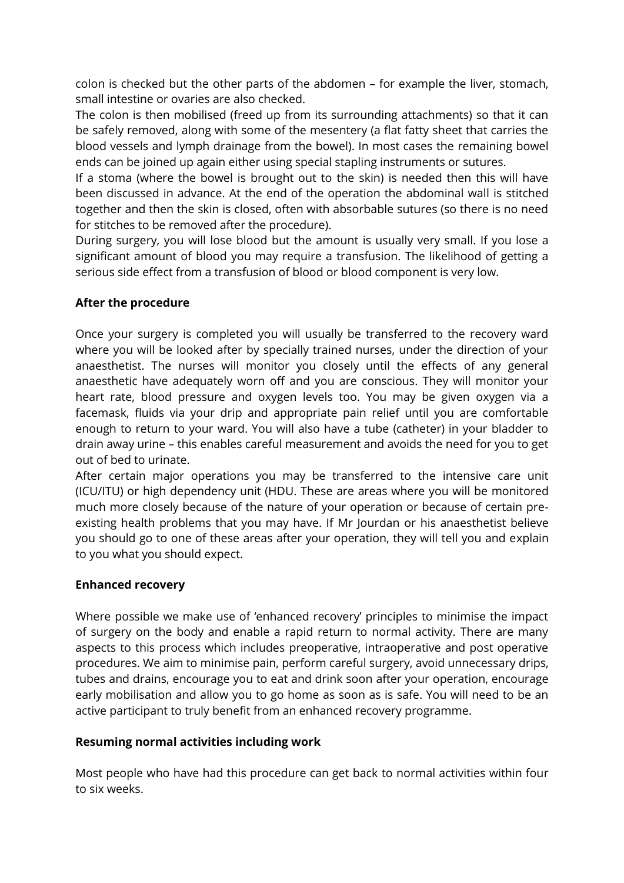colon is checked but the other parts of the abdomen – for example the liver, stomach, small intestine or ovaries are also checked.

The colon is then mobilised (freed up from its surrounding attachments) so that it can be safely removed, along with some of the mesentery (a flat fatty sheet that carries the blood vessels and lymph drainage from the bowel). In most cases the remaining bowel ends can be joined up again either using special stapling instruments or sutures.

If a stoma (where the bowel is brought out to the skin) is needed then this will have been discussed in advance. At the end of the operation the abdominal wall is stitched together and then the skin is closed, often with absorbable sutures (so there is no need for stitches to be removed after the procedure).

During surgery, you will lose blood but the amount is usually very small. If you lose a significant amount of blood you may require a transfusion. The likelihood of getting a serious side effect from a transfusion of blood or blood component is very low.

**After the procedure**

Once your surgery is completed you will usually be transferred to the recovery ward where you will be looked after by specially trained nurses, under the direction of your anaesthetist. The nurses will monitor you closely until the effects of any general anaesthetic have adequately worn off and you are conscious. They will monitor your heart rate, blood pressure and oxygen levels too. You may be given oxygen via a facemask, fluids via your drip and appropriate pain relief until you are comfortable enough to return to your ward. You will also have a tube (catheter) in your bladder to drain away urine – this enables careful measurement and avoids the need for you to get out of bed to urinate.

After certain major operations you may be transferred to the intensive care unit (ICU/ITU) or high dependency unit (HDU. These are areas where you will be monitored much more closely because of the nature of your operation or because of certain pre-existing health problems that you may have. If Mr Jourdan or his anaesthetist believe you should go to one of these areas after your operation, they will tell you and explain to you what you should expect.

**Enhanced recovery**

Where possible we make use of 'enhanced recovery' principles to minimise the impact of surgery on the body and enable a rapid return to normal activity. There are many aspects to this process which includes preoperative, intraoperative and post operative procedures. We aim to minimise pain, perform careful surgery, avoid unnecessary drips, tubes and drains, encourage you to eat and drink soon after your operation, encourage early mobilisation and allow you to go home as soon as is safe. You will need to be an active participant to truly benefit from an enhanced recovery programme.

**Resuming normal activities including work**

Most people who have had this procedure can get back to normal activities within four to six weeks.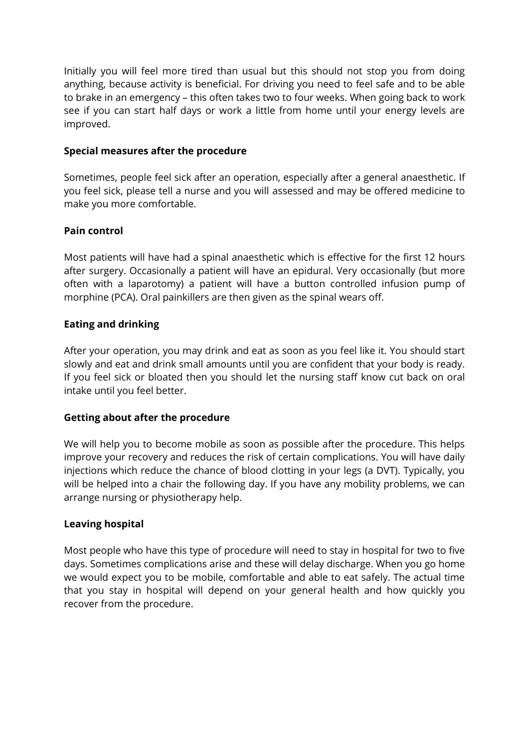Initially you will feel more tired than usual but this should not stop you from doing anything, because activity is beneficial. For driving you need to feel safe and to be able to brake in an emergency – this often takes two to four weeks. When going back to work see if you can start half days or work a little from home until your energy levels are improved.

**Special measures after the procedure**

Sometimes, people feel sick after an operation, especially after a general anaesthetic. If you feel sick, please tell a nurse and you will assessed and may be offered medicine to make you more comfortable.

**Pain control**

Most patients will have had a spinal anaesthetic which is effective for the first 12 hours after surgery. Occasionally a patient will have an epidural. Very occasionally (but more often with a laparotomy) a patient will have a button controlled infusion pump of morphine (PCA). Oral painkillers are then given as the spinal wears off.

**Eating and drinking**

After your operation, you may drink and eat as soon as you feel like it. You should start slowly and eat and drink small amounts until you are confident that your body is ready. If you feel sick or bloated then you should let the nursing staff know cut back on oral intake until you feel better.

**Getting about after the procedure**

We will help you to become mobile as soon as possible after the procedure. This helps improve your recovery and reduces the risk of certain complications. You will have daily injections which reduce the chance of blood clotting in your legs (a DVT). Typically, you will be helped into a chair the following day. If you have any mobility problems, we can arrange nursing or physiotherapy help.

**Leaving hospital**

Most people who have this type of procedure will need to stay in hospital for two to five days. Sometimes complications arise and these will delay discharge. When you go home we would expect you to be mobile, comfortable and able to eat safely. The actual time that you stay in hospital will depend on your general health and how quickly you recover from the procedure.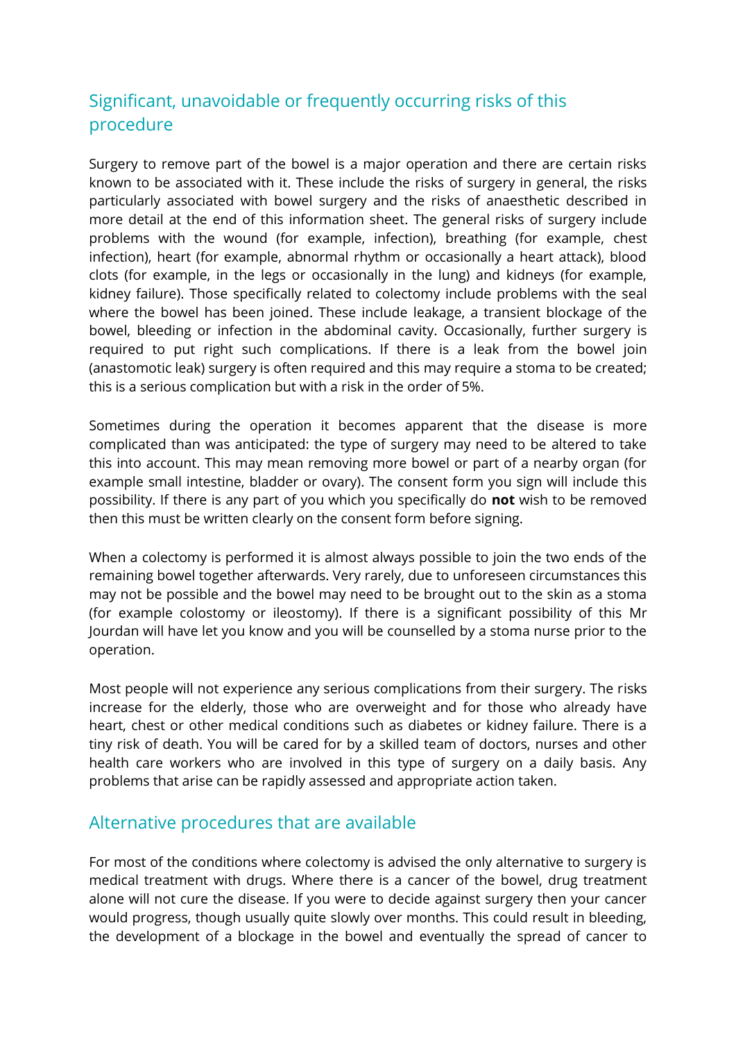## Significant, unavoidable or frequently occurring risks of this procedure

Surgery to remove part of the bowel is a major operation and there are certain risks known to be associated with it. These include the risks of surgery in general, the risks particularly associated with bowel surgery and the risks of anaesthetic described in more detail at the end of this information sheet. The general risks of surgery include problems with the wound (for example, infection), breathing (for example, chest infection), heart (for example, abnormal rhythm or occasionally a heart attack), blood clots (for example, in the legs or occasionally in the lung) and kidneys (for example, kidney failure). Those specifically related to colectomy include problems with the seal where the bowel has been joined. These include leakage, a transient blockage of the bowel, bleeding or infection in the abdominal cavity. Occasionally, further surgery is required to put right such complications. If there is a leak from the bowel join (anastomotic leak) surgery is often required and this may require a stoma to be created; this is a serious complication but with a risk in the order of 5%.

Sometimes during the operation it becomes apparent that the disease is more complicated than was anticipated: the type of surgery may need to be altered to take this into account. This may mean removing more bowel or part of a nearby organ (for example small intestine, bladder or ovary). The consent form you sign will include this possibility. If there is any part of you which you specifically do **not** wish to be removed then this must be written clearly on the consent form before signing.

When a colectomy is performed it is almost always possible to join the two ends of the remaining bowel together afterwards. Very rarely, due to unforeseen circumstances this may not be possible and the bowel may need to be brought out to the skin as a stoma (for example colostomy or ileostomy). If there is a significant possibility of this Mr Jourdan will have let you know and you will be counselled by a stoma nurse prior to the operation.

Most people will not experience any serious complications from their surgery. The risks increase for the elderly, those who are overweight and for those who already have heart, chest or other medical conditions such as diabetes or kidney failure. There is a tiny risk of death. You will be cared for by a skilled team of doctors, nurses and other health care workers who are involved in this type of surgery on a daily basis. Any problems that arise can be rapidly assessed and appropriate action taken.

## Alternative procedures that are available

For most of the conditions where colectomy is advised the only alternative to surgery is medical treatment with drugs. Where there is a cancer of the bowel, drug treatment alone will not cure the disease. If you were to decide against surgery then your cancer would progress, though usually quite slowly over months. This could result in bleeding, the development of a blockage in the bowel and eventually the spread of cancer to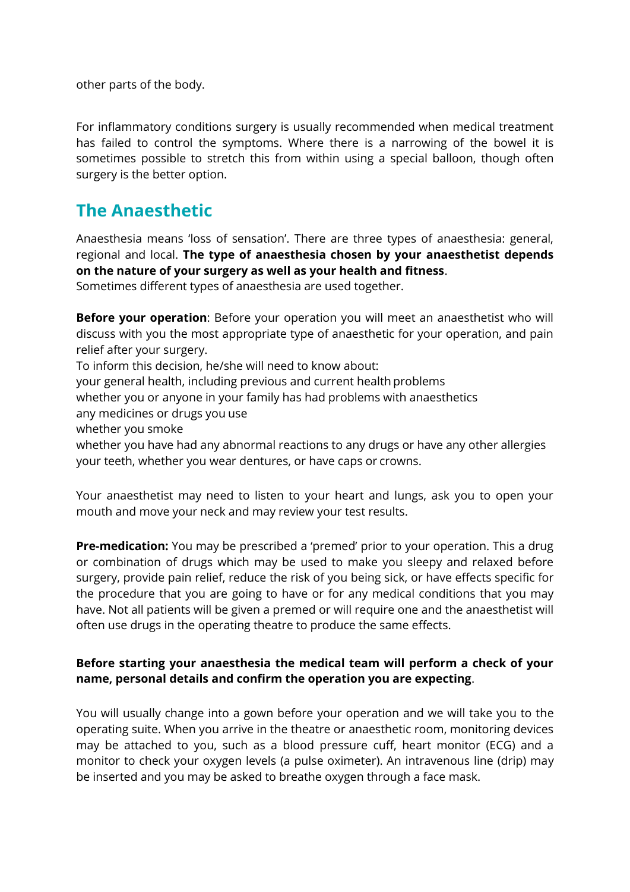other parts of the body.

For inflammatory conditions surgery is usually recommended when medical treatment has failed to control the symptoms. Where there is a narrowing of the bowel it is sometimes possible to stretch this from within using a special balloon, though often surgery is the better option.

## The Anaesthetic

Anaesthesia means 'loss of sensation'. There are three types of anaesthesia: general, regional and local. **The type of anaesthesia chosen by your anaesthetist depends on the nature of your surgery as well as your health and fitness**.
Sometimes different types of anaesthesia are used together.

**Before your operation**: Before your operation you will meet an anaesthetist who will discuss with you the most appropriate type of anaesthetic for your operation, and pain relief after your surgery.
To inform this decision, he/she will need to know about:
your general health, including previous and current health problems
whether you or anyone in your family has had problems with anaesthetics
any medicines or drugs you use
whether you smoke
whether you have had any abnormal reactions to any drugs or have any other allergies
your teeth, whether you wear dentures, or have caps or crowns.

Your anaesthetist may need to listen to your heart and lungs, ask you to open your mouth and move your neck and may review your test results.

**Pre-medication:** You may be prescribed a 'premed' prior to your operation. This a drug or combination of drugs which may be used to make you sleepy and relaxed before surgery, provide pain relief, reduce the risk of you being sick, or have effects specific for the procedure that you are going to have or for any medical conditions that you may have. Not all patients will be given a premed or will require one and the anaesthetist will often use drugs in the operating theatre to produce the same effects.

**Before starting your anaesthesia the medical team will perform a check of your name, personal details and confirm the operation you are expecting**.

You will usually change into a gown before your operation and we will take you to the operating suite. When you arrive in the theatre or anaesthetic room, monitoring devices may be attached to you, such as a blood pressure cuff, heart monitor (ECG) and a monitor to check your oxygen levels (a pulse oximeter). An intravenous line (drip) may be inserted and you may be asked to breathe oxygen through a face mask.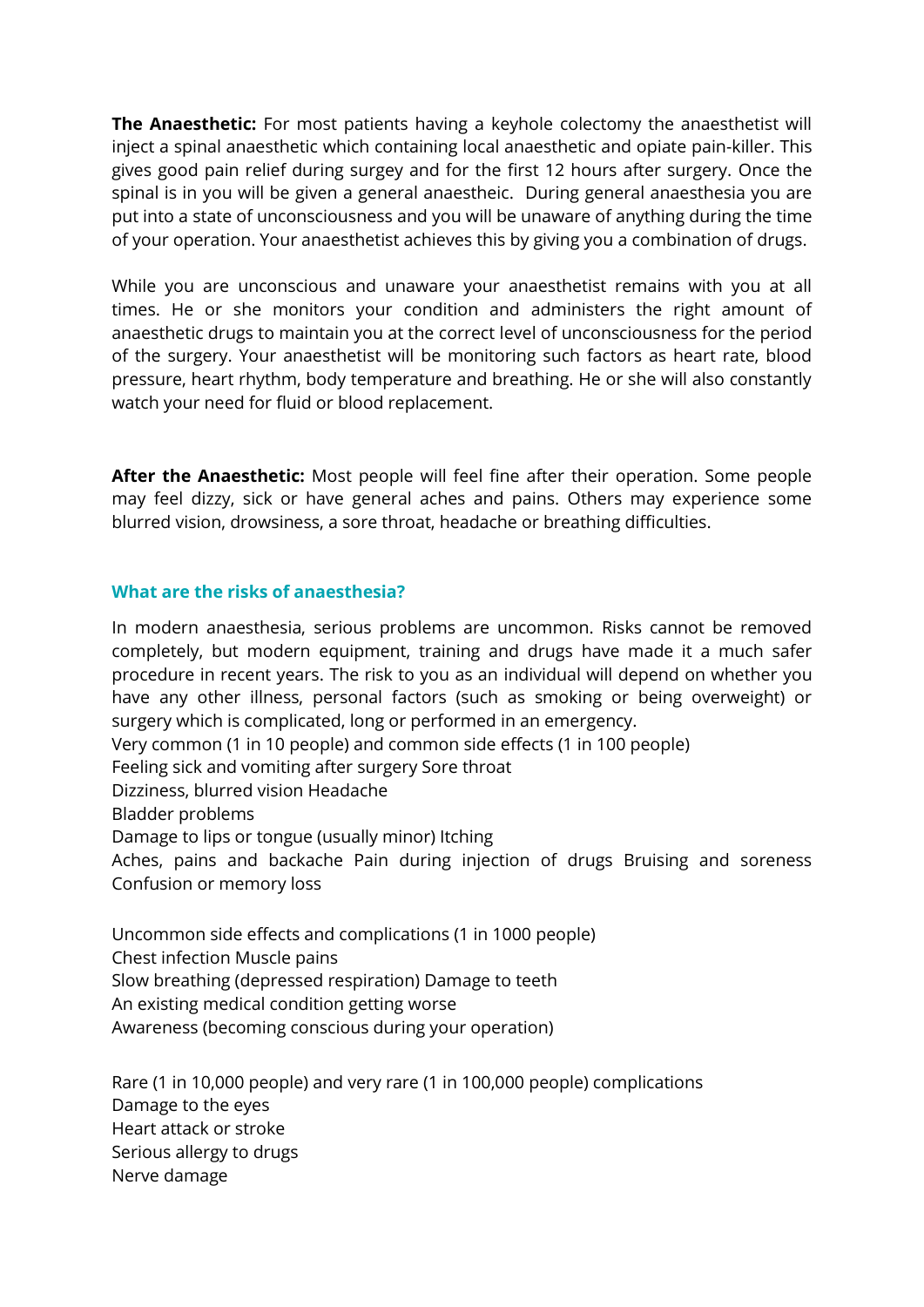**The Anaesthetic:** For most patients having a keyhole colectomy the anaesthetist will inject a spinal anaesthetic which containing local anaesthetic and opiate pain-killer. This gives good pain relief during surgey and for the first 12 hours after surgery. Once the spinal is in you will be given a general anaestheic. During general anaesthesia you are put into a state of unconsciousness and you will be unaware of anything during the time of your operation. Your anaesthetist achieves this by giving you a combination of drugs.

While you are unconscious and unaware your anaesthetist remains with you at all times. He or she monitors your condition and administers the right amount of anaesthetic drugs to maintain you at the correct level of unconsciousness for the period of the surgery. Your anaesthetist will be monitoring such factors as heart rate, blood pressure, heart rhythm, body temperature and breathing. He or she will also constantly watch your need for fluid or blood replacement.

**After the Anaesthetic:** Most people will feel fine after their operation. Some people may feel dizzy, sick or have general aches and pains. Others may experience some blurred vision, drowsiness, a sore throat, headache or breathing difficulties.

### What are the risks of anaesthesia?

In modern anaesthesia, serious problems are uncommon. Risks cannot be removed completely, but modern equipment, training and drugs have made it a much safer procedure in recent years. The risk to you as an individual will depend on whether you have any other illness, personal factors (such as smoking or being overweight) or surgery which is complicated, long or performed in an emergency.

Very common (1 in 10 people) and common side effects (1 in 100 people)
Feeling sick and vomiting after surgery Sore throat
Dizziness, blurred vision Headache
Bladder problems
Damage to lips or tongue (usually minor) Itching
Aches, pains and backache Pain during injection of drugs Bruising and soreness Confusion or memory loss

Uncommon side effects and complications (1 in 1000 people)
Chest infection Muscle pains
Slow breathing (depressed respiration) Damage to teeth
An existing medical condition getting worse
Awareness (becoming conscious during your operation)

Rare (1 in 10,000 people) and very rare (1 in 100,000 people) complications
Damage to the eyes
Heart attack or stroke
Serious allergy to drugs
Nerve damage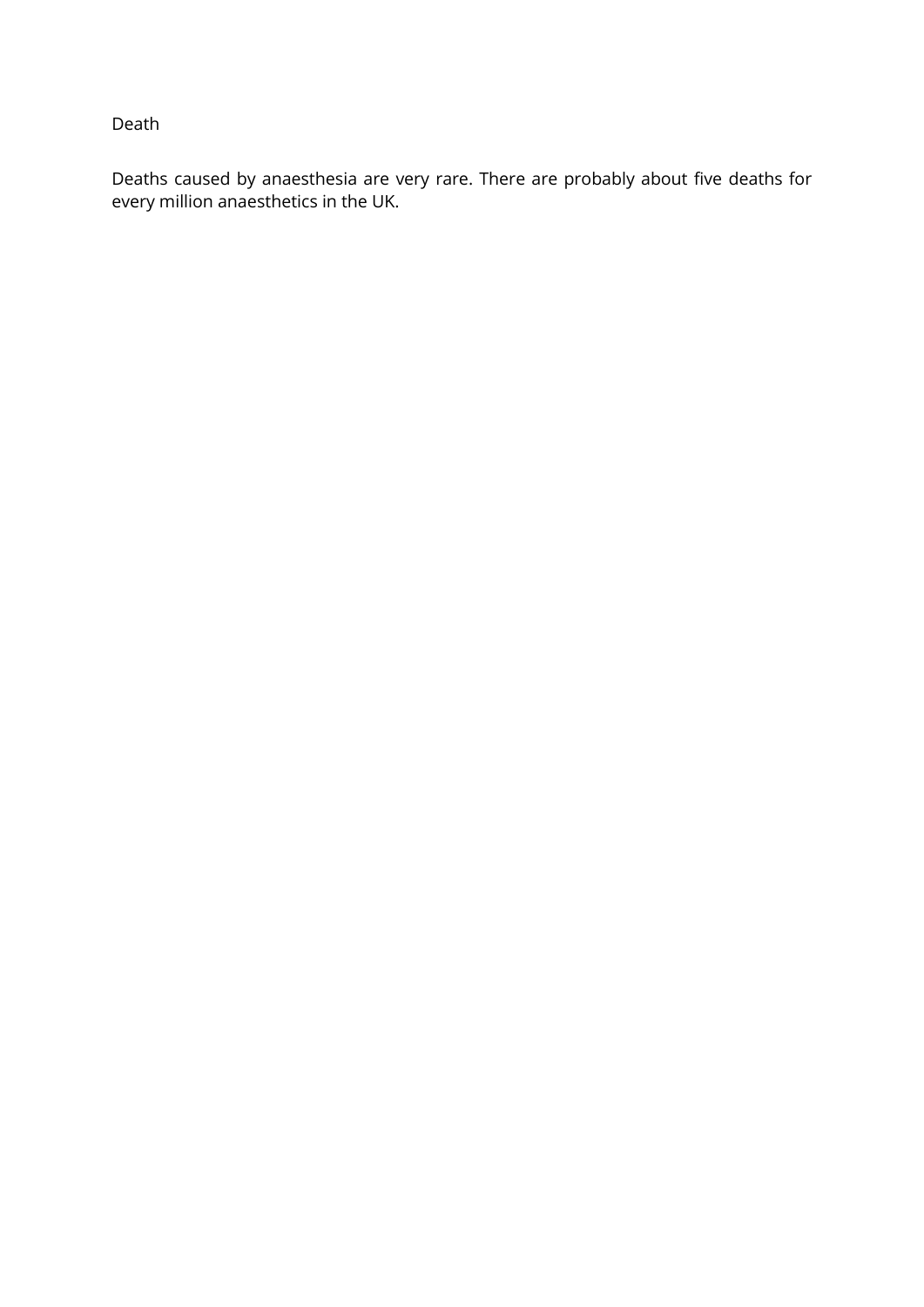## Death

Deaths caused by anaesthesia are very rare. There are probably about five deaths for every million anaesthetics in the UK.